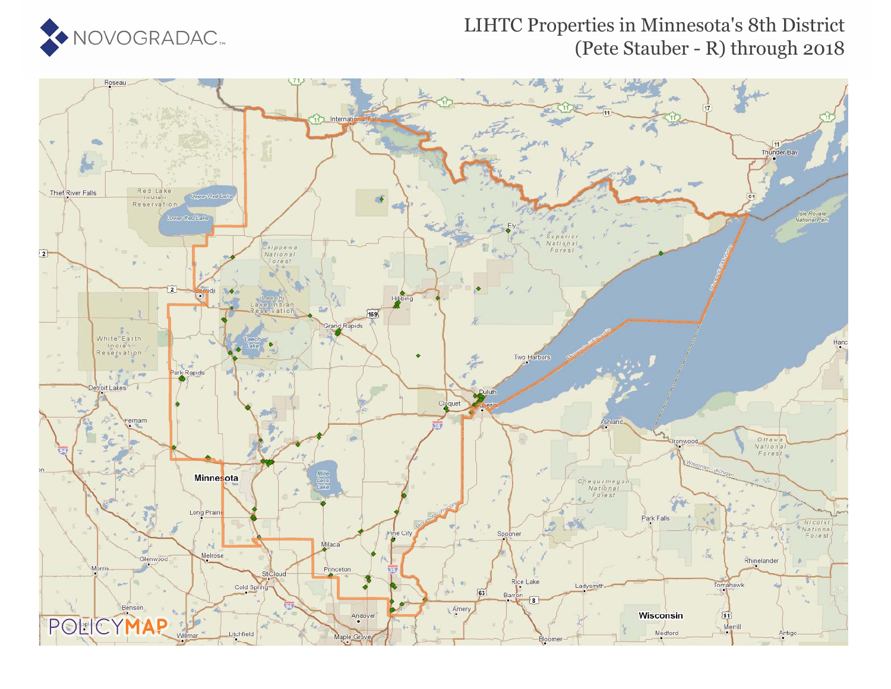# LIHTC Properties in Minnesota's 8th District (Pete Stauber - R) through 2018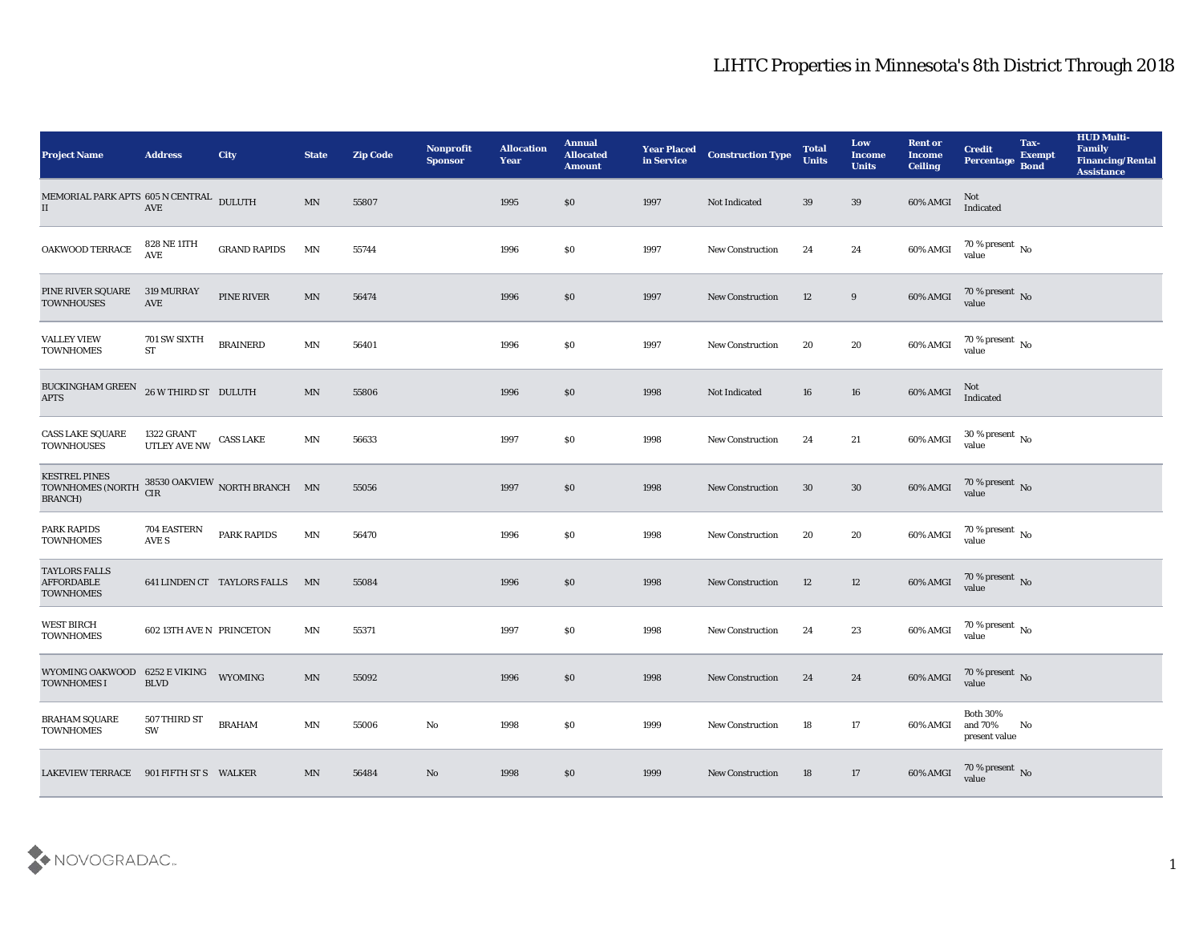# LIHTC Properties in Minnesota's 8th District Through 2018

| Project Name | Address | City | State | Zip Code | Nonprofit Sponsor | Allocation Year | Annual Allocated Amount | Year Placed in Service | Construction Type | Total Units | Low Income Units | Rent or Income Ceiling | Credit Percentage | Tax-Exempt Bond | HUD Multi-Family Financing/Rental Assistance |
|---|---|---|---|---|---|---|---|---|---|---|---|---|---|---|---|
| MEMORIAL PARK APTS II | 605 N CENTRAL AVE | DULUTH | MN | 55807 | | 1995 | $0 | 1997 | Not Indicated | 39 | 39 | 60% AMGI | Not Indicated | | |
| OAKWOOD TERRACE | 828 NE 11TH AVE | GRAND RAPIDS | MN | 55744 | | 1996 | $0 | 1997 | New Construction | 24 | 24 | 60% AMGI | 70 % present value | No | |
| PINE RIVER SQUARE TOWNHOUSES | 319 MURRAY AVE | PINE RIVER | MN | 56474 | | 1996 | $0 | 1997 | New Construction | 12 | 9 | 60% AMGI | 70 % present value | No | |
| VALLEY VIEW TOWNHOMES | 701 SW SIXTH ST | BRAINERD | MN | 56401 | | 1996 | $0 | 1997 | New Construction | 20 | 20 | 60% AMGI | 70 % present value | No | |
| BUCKINGHAM GREEN APTS | 26 W THIRD ST | DULUTH | MN | 55806 | | 1996 | $0 | 1998 | Not Indicated | 16 | 16 | 60% AMGI | Not Indicated | | |
| CASS LAKE SQUARE TOWNHOUSES | 1322 GRANT UTLEY AVE NW | CASS LAKE | MN | 56633 | | 1997 | $0 | 1998 | New Construction | 24 | 21 | 60% AMGI | 30 % present value | No | |
| KESTREL PINES TOWNHOMES (NORTH BRANCH) | 38530 OAKVIEW CIR | NORTH BRANCH | MN | 55056 | | 1997 | $0 | 1998 | New Construction | 30 | 30 | 60% AMGI | 70 % present value | No | |
| PARK RAPIDS TOWNHOMES | 704 EASTERN AVE S | PARK RAPIDS | MN | 56470 | | 1996 | $0 | 1998 | New Construction | 20 | 20 | 60% AMGI | 70 % present value | No | |
| TAYLORS FALLS AFFORDABLE TOWNHOMES | 641 LINDEN CT | TAYLORS FALLS | MN | 55084 | | 1996 | $0 | 1998 | New Construction | 12 | 12 | 60% AMGI | 70 % present value | No | |
| WEST BIRCH TOWNHOMES | 602 13TH AVE N | PRINCETON | MN | 55371 | | 1997 | $0 | 1998 | New Construction | 24 | 23 | 60% AMGI | 70 % present value | No | |
| WYOMING OAKWOOD TOWNHOMES I | 6252 E VIKING BLVD | WYOMING | MN | 55092 | | 1996 | $0 | 1998 | New Construction | 24 | 24 | 60% AMGI | 70 % present value | No | |
| BRAHAM SQUARE TOWNHOMES | 507 THIRD ST SW | BRAHAM | MN | 55006 | No | 1998 | $0 | 1999 | New Construction | 18 | 17 | 60% AMGI | Both 30% and 70% present value | No | |
| LAKEVIEW TERRACE | 901 FIFTH ST S | WALKER | MN | 56484 | No | 1998 | $0 | 1999 | New Construction | 18 | 17 | 60% AMGI | 70 % present value | No | |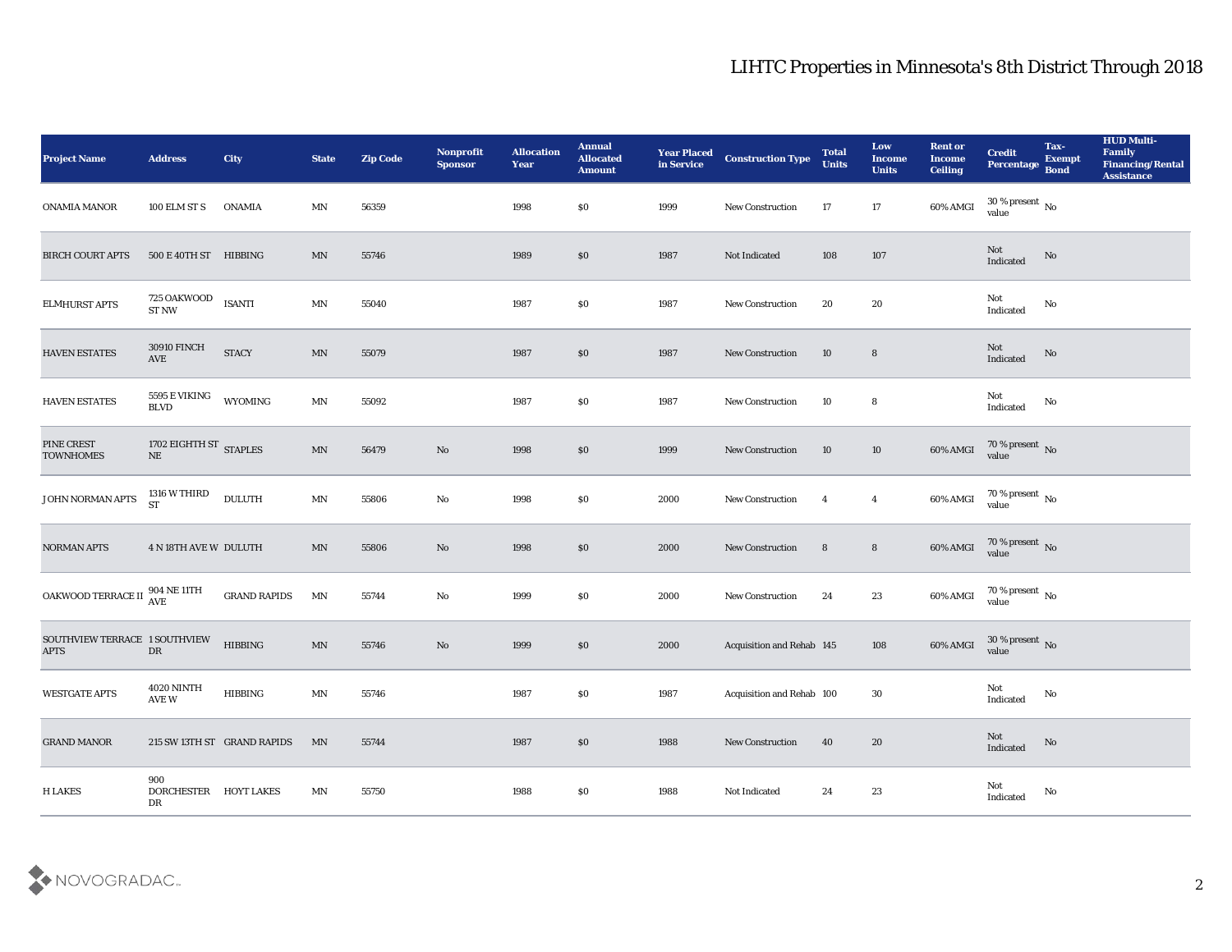# LIHTC Properties in Minnesota's 8th District Through 2018

| Project Name | Address | City | State | Zip Code | Nonprofit Sponsor | Allocation Year | Annual Allocated Amount | Year Placed in Service | Construction Type | Total Units | Low Income Units | Rent or Income Ceiling | Credit Percentage | Tax-Exempt Bond | HUD Multi-Family Financing/Rental Assistance |
|---|---|---|---|---|---|---|---|---|---|---|---|---|---|---|---|
| ONAMIA MANOR | 100 ELM ST S | ONAMIA | MN | 56359 | | 1998 | $0 | 1999 | New Construction | 17 | 17 | 60% AMGI | 30 % present value | No | |
| BIRCH COURT APTS | 500 E 40TH ST | HIBBING | MN | 55746 | | 1989 | $0 | 1987 | Not Indicated | 108 | 107 | | Not Indicated | No | |
| ELMHURST APTS | 725 OAKWOOD ST NW | ISANTI | MN | 55040 | | 1987 | $0 | 1987 | New Construction | 20 | 20 | | Not Indicated | No | |
| HAVEN ESTATES | 30910 FINCH AVE | STACY | MN | 55079 | | 1987 | $0 | 1987 | New Construction | 10 | 8 | | Not Indicated | No | |
| HAVEN ESTATES | 5595 E VIKING BLVD | WYOMING | MN | 55092 | | 1987 | $0 | 1987 | New Construction | 10 | 8 | | Not Indicated | No | |
| PINE CREST TOWNHOMES | 1702 EIGHTH ST NE | STAPLES | MN | 56479 | No | 1998 | $0 | 1999 | New Construction | 10 | 10 | 60% AMGI | 70 % present value | No | |
| JOHN NORMAN APTS | 1316 W THIRD ST | DULUTH | MN | 55806 | No | 1998 | $0 | 2000 | New Construction | 4 | 4 | 60% AMGI | 70 % present value | No | |
| NORMAN APTS | 4 N 18TH AVE W | DULUTH | MN | 55806 | No | 1998 | $0 | 2000 | New Construction | 8 | 8 | 60% AMGI | 70 % present value | No | |
| OAKWOOD TERRACE II | 904 NE 11TH AVE | GRAND RAPIDS | MN | 55744 | No | 1999 | $0 | 2000 | New Construction | 24 | 23 | 60% AMGI | 70 % present value | No | |
| SOUTHVIEW TERRACE APTS | 1 SOUTHVIEW DR | HIBBING | MN | 55746 | No | 1999 | $0 | 2000 | Acquisition and Rehab | 145 | 108 | 60% AMGI | 30 % present value | No | |
| WESTGATE APTS | 4020 NINTH AVE W | HIBBING | MN | 55746 | | 1987 | $0 | 1987 | Acquisition and Rehab | 100 | 30 | | Not Indicated | No | |
| GRAND MANOR | 215 SW 13TH ST | GRAND RAPIDS | MN | 55744 | | 1987 | $0 | 1988 | New Construction | 40 | 20 | | Not Indicated | No | |
| H LAKES | 900 DORCHESTER DR | HOYT LAKES | MN | 55750 | | 1988 | $0 | 1988 | Not Indicated | 24 | 23 | | Not Indicated | No | |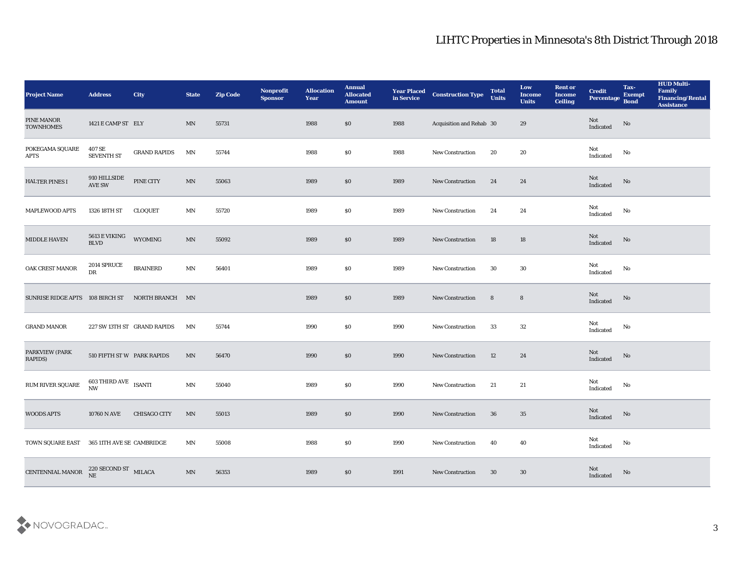# LIHTC Properties in Minnesota's 8th District Through 2018

| Project Name | Address | City | State | Zip Code | Nonprofit Sponsor | Allocation Year | Annual Allocated Amount | Year Placed in Service | Construction Type | Total Units | Low Income Units | Rent or Income Ceiling | Credit Percentage | Tax-Exempt Bond | HUD Multi-Family Financing/Rental Assistance |
|---|---|---|---|---|---|---|---|---|---|---|---|---|---|---|---|
| PINE MANOR TOWNHOMES | 1421 E CAMP ST | ELY | MN | 55731 | | 1988 | $0 | 1988 | Acquisition and Rehab | 30 | 29 | | Not Indicated | No | |
| POKEGAMA SQUARE APTS | 407 SE SEVENTH ST | GRAND RAPIDS | MN | 55744 | | 1988 | $0 | 1988 | New Construction | 20 | 20 | | Not Indicated | No | |
| HALTER PINES I | 910 HILLSIDE AVE SW | PINE CITY | MN | 55063 | | 1989 | $0 | 1989 | New Construction | 24 | 24 | | Not Indicated | No | |
| MAPLEWOOD APTS | 1326 18TH ST | CLOQUET | MN | 55720 | | 1989 | $0 | 1989 | New Construction | 24 | 24 | | Not Indicated | No | |
| MIDDLE HAVEN | 5613 E VIKING BLVD | WYOMING | MN | 55092 | | 1989 | $0 | 1989 | New Construction | 18 | 18 | | Not Indicated | No | |
| OAK CREST MANOR | 2014 SPRUCE DR | BRAINERD | MN | 56401 | | 1989 | $0 | 1989 | New Construction | 30 | 30 | | Not Indicated | No | |
| SUNRISE RIDGE APTS | 108 BIRCH ST | NORTH BRANCH | MN | | | 1989 | $0 | 1989 | New Construction | 8 | 8 | | Not Indicated | No | |
| GRAND MANOR | 227 SW 13TH ST | GRAND RAPIDS | MN | 55744 | | 1990 | $0 | 1990 | New Construction | 33 | 32 | | Not Indicated | No | |
| PARKVIEW (PARK RAPIDS) | 510 FIFTH ST W | PARK RAPIDS | MN | 56470 | | 1990 | $0 | 1990 | New Construction | 12 | 24 | | Not Indicated | No | |
| RUM RIVER SQUARE | 603 THIRD AVE NW | ISANTI | MN | 55040 | | 1989 | $0 | 1990 | New Construction | 21 | 21 | | Not Indicated | No | |
| WOODS APTS | 10760 N AVE | CHISAGO CITY | MN | 55013 | | 1989 | $0 | 1990 | New Construction | 36 | 35 | | Not Indicated | No | |
| TOWN SQUARE EAST | 365 11TH AVE SE | CAMBRIDGE | MN | 55008 | | 1988 | $0 | 1990 | New Construction | 40 | 40 | | Not Indicated | No | |
| CENTENNIAL MANOR | 220 SECOND ST NE | MILACA | MN | 56353 | | 1989 | $0 | 1991 | New Construction | 30 | 30 | | Not Indicated | No | |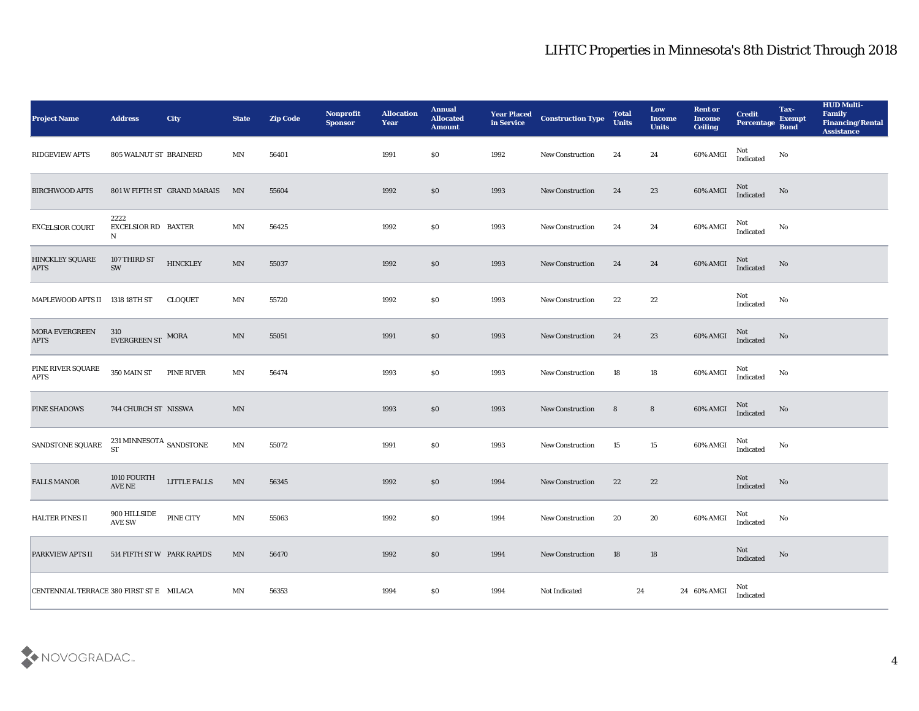# LIHTC Properties in Minnesota's 8th District Through 2018

| Project Name | Address | City | State | Zip Code | Nonprofit Sponsor | Allocation Year | Annual Allocated Amount | Year Placed in Service | Construction Type | Total Units | Low Income Units | Rent or Income Ceiling | Credit Percentage | Tax-Exempt Bond | HUD Multi-Family Financing/Rental Assistance |
|---|---|---|---|---|---|---|---|---|---|---|---|---|---|---|---|
| RIDGEVIEW APTS | 805 WALNUT ST | BRAINERD | MN | 56401 | | 1991 | $0 | 1992 | New Construction | 24 | 24 | 60% AMGI | Not Indicated | No | |
| BIRCHWOOD APTS | 801 W FIFTH ST | GRAND MARAIS | MN | 55604 | | 1992 | $0 | 1993 | New Construction | 24 | 23 | 60% AMGI | Not Indicated | No | |
| EXCELSIOR COURT | 2222 EXCELSIOR RD N | BAXTER | MN | 56425 | | 1992 | $0 | 1993 | New Construction | 24 | 24 | 60% AMGI | Not Indicated | No | |
| HINCKLEY SQUARE APTS | 107 THIRD ST SW | HINCKLEY | MN | 55037 | | 1992 | $0 | 1993 | New Construction | 24 | 24 | 60% AMGI | Not Indicated | No | |
| MAPLEWOOD APTS II | 1318 18TH ST | CLOQUET | MN | 55720 | | 1992 | $0 | 1993 | New Construction | 22 | 22 | | Not Indicated | No | |
| MORA EVERGREEN APTS | 310 EVERGREEN ST | MORA | MN | 55051 | | 1991 | $0 | 1993 | New Construction | 24 | 23 | 60% AMGI | Not Indicated | No | |
| PINE RIVER SQUARE APTS | 350 MAIN ST | PINE RIVER | MN | 56474 | | 1993 | $0 | 1993 | New Construction | 18 | 18 | 60% AMGI | Not Indicated | No | |
| PINE SHADOWS | 744 CHURCH ST | NISSWA | MN | | | 1993 | $0 | 1993 | New Construction | 8 | 8 | 60% AMGI | Not Indicated | No | |
| SANDSTONE SQUARE | 231 MINNESOTA ST | SANDSTONE | MN | 55072 | | 1991 | $0 | 1993 | New Construction | 15 | 15 | 60% AMGI | Not Indicated | No | |
| FALLS MANOR | 1010 FOURTH AVE NE | LITTLE FALLS | MN | 56345 | | 1992 | $0 | 1994 | New Construction | 22 | 22 | | Not Indicated | No | |
| HALTER PINES II | 900 HILLSIDE AVE SW | PINE CITY | MN | 55063 | | 1992 | $0 | 1994 | New Construction | 20 | 20 | 60% AMGI | Not Indicated | No | |
| PARKVIEW APTS II | 514 FIFTH ST W | PARK RAPIDS | MN | 56470 | | 1992 | $0 | 1994 | New Construction | 18 | 18 | | Not Indicated | No | |
| CENTENNIAL TERRACE | 380 FIRST ST E | MILACA | MN | 56353 | | 1994 | $0 | 1994 | Not Indicated | 24 | 24 | 60% AMGI | Not Indicated | | |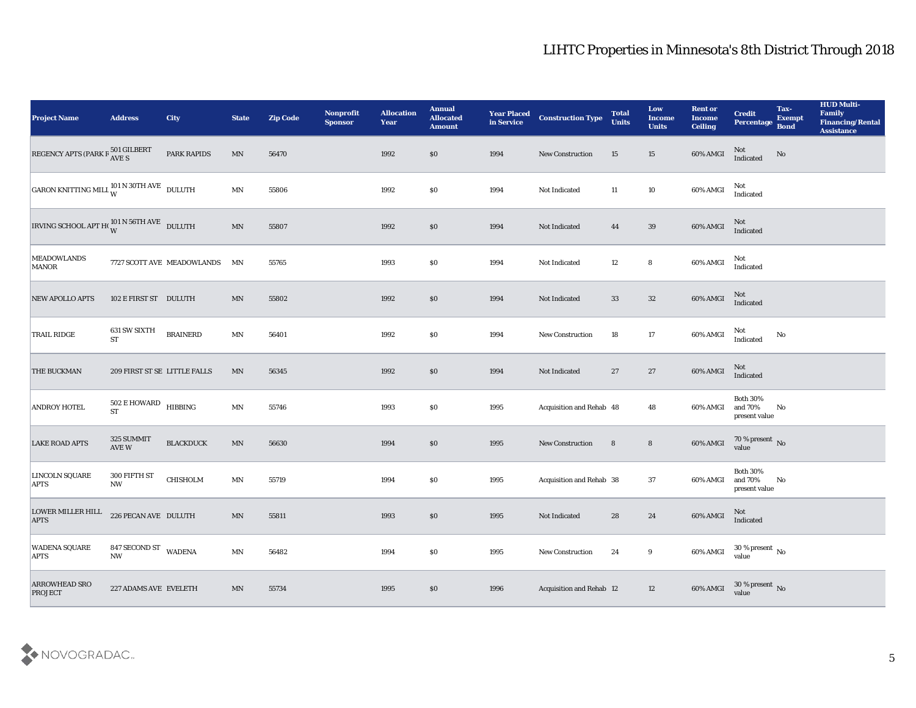# LIHTC Properties in Minnesota's 8th District Through 2018

| Project Name | Address | City | State | Zip Code | Nonprofit Sponsor | Allocation Year | Annual Allocated Amount | Year Placed in Service | Construction Type | Total Units | Low Income Units | Rent or Income Ceiling | Credit Percentage | Tax-Exempt Bond | HUD Multi-Family Financing/Rental Assistance |
|---|---|---|---|---|---|---|---|---|---|---|---|---|---|---|---|
| REGENCY APTS (PARK F | 501 GILBERT AVE S | PARK RAPIDS | MN | 56470 | | 1992 | $0 | 1994 | New Construction | 15 | 15 | 60% AMGI | Not Indicated | No | |
| GARON KNITTING MILL | 101 N 30TH AVE W | DULUTH | MN | 55806 | | 1992 | $0 | 1994 | Not Indicated | 11 | 10 | 60% AMGI | Not Indicated | | |
| IRVING SCHOOL APT HO | 101 N 56TH AVE W | DULUTH | MN | 55807 | | 1992 | $0 | 1994 | Not Indicated | 44 | 39 | 60% AMGI | Not Indicated | | |
| MEADOWLANDS MANOR | 7727 SCOTT AVE | MEADOWLANDS | MN | 55765 | | 1993 | $0 | 1994 | Not Indicated | 12 | 8 | 60% AMGI | Not Indicated | | |
| NEW APOLLO APTS | 102 E FIRST ST | DULUTH | MN | 55802 | | 1992 | $0 | 1994 | Not Indicated | 33 | 32 | 60% AMGI | Not Indicated | | |
| TRAIL RIDGE | 631 SW SIXTH ST | BRAINERD | MN | 56401 | | 1992 | $0 | 1994 | New Construction | 18 | 17 | 60% AMGI | Not Indicated | No | |
| THE BUCKMAN | 209 FIRST ST SE | LITTLE FALLS | MN | 56345 | | 1992 | $0 | 1994 | Not Indicated | 27 | 27 | 60% AMGI | Not Indicated | | |
| ANDROY HOTEL | 502 E HOWARD ST | HIBBING | MN | 55746 | | 1993 | $0 | 1995 | Acquisition and Rehab | 48 | 48 | 60% AMGI | Both 30% and 70% present value | No | |
| LAKE ROAD APTS | 325 SUMMIT AVE W | BLACKDUCK | MN | 56630 | | 1994 | $0 | 1995 | New Construction | 8 | 8 | 60% AMGI | 70 % present value | No | |
| LINCOLN SQUARE APTS | 300 FIFTH ST NW | CHISHOLM | MN | 55719 | | 1994 | $0 | 1995 | Acquisition and Rehab | 38 | 37 | 60% AMGI | Both 30% and 70% present value | No | |
| LOWER MILLER HILL APTS | 226 PECAN AVE | DULUTH | MN | 55811 | | 1993 | $0 | 1995 | Not Indicated | 28 | 24 | 60% AMGI | Not Indicated | | |
| WADENA SQUARE APTS | 847 SECOND ST NW | WADENA | MN | 56482 | | 1994 | $0 | 1995 | New Construction | 24 | 9 | 60% AMGI | 30 % present value | No | |
| ARROWHEAD SRO PROJECT | 227 ADAMS AVE | EVELETH | MN | 55734 | | 1995 | $0 | 1996 | Acquisition and Rehab | 12 | 12 | 60% AMGI | 30 % present value | No | |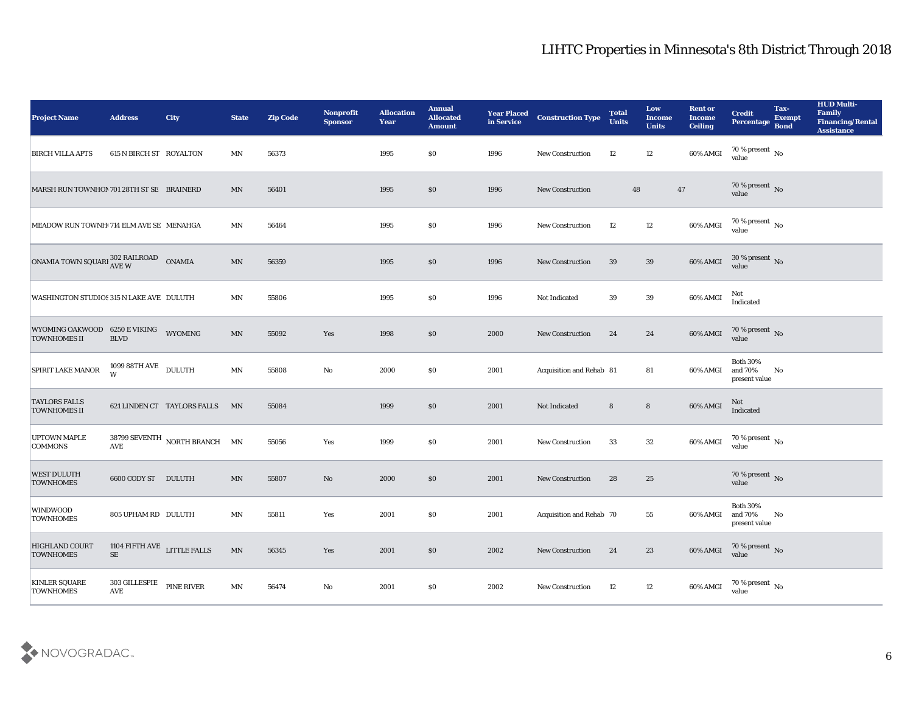# LIHTC Properties in Minnesota's 8th District Through 2018

| Project Name | Address | City | State | Zip Code | Nonprofit Sponsor | Allocation Year | Annual Allocated Amount | Year Placed in Service | Construction Type | Total Units | Low Income Units | Rent or Income Ceiling | Credit Percentage | Tax-Exempt Bond | HUD Multi-Family Financing/Rental Assistance |
|---|---|---|---|---|---|---|---|---|---|---|---|---|---|---|---|
| BIRCH VILLA APTS | 615 N BIRCH ST | ROYALTON | MN | 56373 | | 1995 | $0 | 1996 | New Construction | 12 | 12 | 60% AMGI | 70 % present value | No | |
| MARSH RUN TOWNHOM | 701 28TH ST SE | BRAINERD | MN | 56401 | | 1995 | $0 | 1996 | New Construction | 48 | 47 | | 70 % present value | No | |
| MEADOW RUN TOWNH( | 714 ELM AVE SE | MENAHGA | MN | 56464 | | 1995 | $0 | 1996 | New Construction | 12 | 12 | 60% AMGI | 70 % present value | No | |
| ONAMIA TOWN SQUARE | 302 RAILROAD AVE W | ONAMIA | MN | 56359 | | 1995 | $0 | 1996 | New Construction | 39 | 39 | 60% AMGI | 30 % present value | No | |
| WASHINGTON STUDIOS | 315 N LAKE AVE | DULUTH | MN | 55806 | | 1995 | $0 | 1996 | Not Indicated | 39 | 39 | 60% AMGI | Not Indicated | | |
| WYOMING OAKWOOD TOWNHOMES II | 6250 E VIKING BLVD | WYOMING | MN | 55092 | Yes | 1998 | $0 | 2000 | New Construction | 24 | 24 | 60% AMGI | 70 % present value | No | |
| SPIRIT LAKE MANOR | 1099 88TH AVE W | DULUTH | MN | 55808 | No | 2000 | $0 | 2001 | Acquisition and Rehab | 81 | 81 | 60% AMGI | Both 30% and 70% present value | No | |
| TAYLORS FALLS TOWNHOMES II | 621 LINDEN CT | TAYLORS FALLS | MN | 55084 | | 1999 | $0 | 2001 | Not Indicated | 8 | 8 | 60% AMGI | Not Indicated | | |
| UPTOWN MAPLE COMMONS | 38799 SEVENTH AVE | NORTH BRANCH | MN | 55056 | Yes | 1999 | $0 | 2001 | New Construction | 33 | 32 | 60% AMGI | 70 % present value | No | |
| WEST DULUTH TOWNHOMES | 6600 CODY ST | DULUTH | MN | 55807 | No | 2000 | $0 | 2001 | New Construction | 28 | 25 | | 70 % present value | No | |
| WINDWOOD TOWNHOMES | 805 UPHAM RD | DULUTH | MN | 55811 | Yes | 2001 | $0 | 2001 | Acquisition and Rehab | 70 | 55 | 60% AMGI | Both 30% and 70% present value | No | |
| HIGHLAND COURT TOWNHOMES | 1104 FIFTH AVE SE | LITTLE FALLS | MN | 56345 | Yes | 2001 | $0 | 2002 | New Construction | 24 | 23 | 60% AMGI | 70 % present value | No | |
| KINLER SQUARE TOWNHOMES | 303 GILLESPIE AVE | PINE RIVER | MN | 56474 | No | 2001 | $0 | 2002 | New Construction | 12 | 12 | 60% AMGI | 70 % present value | No | |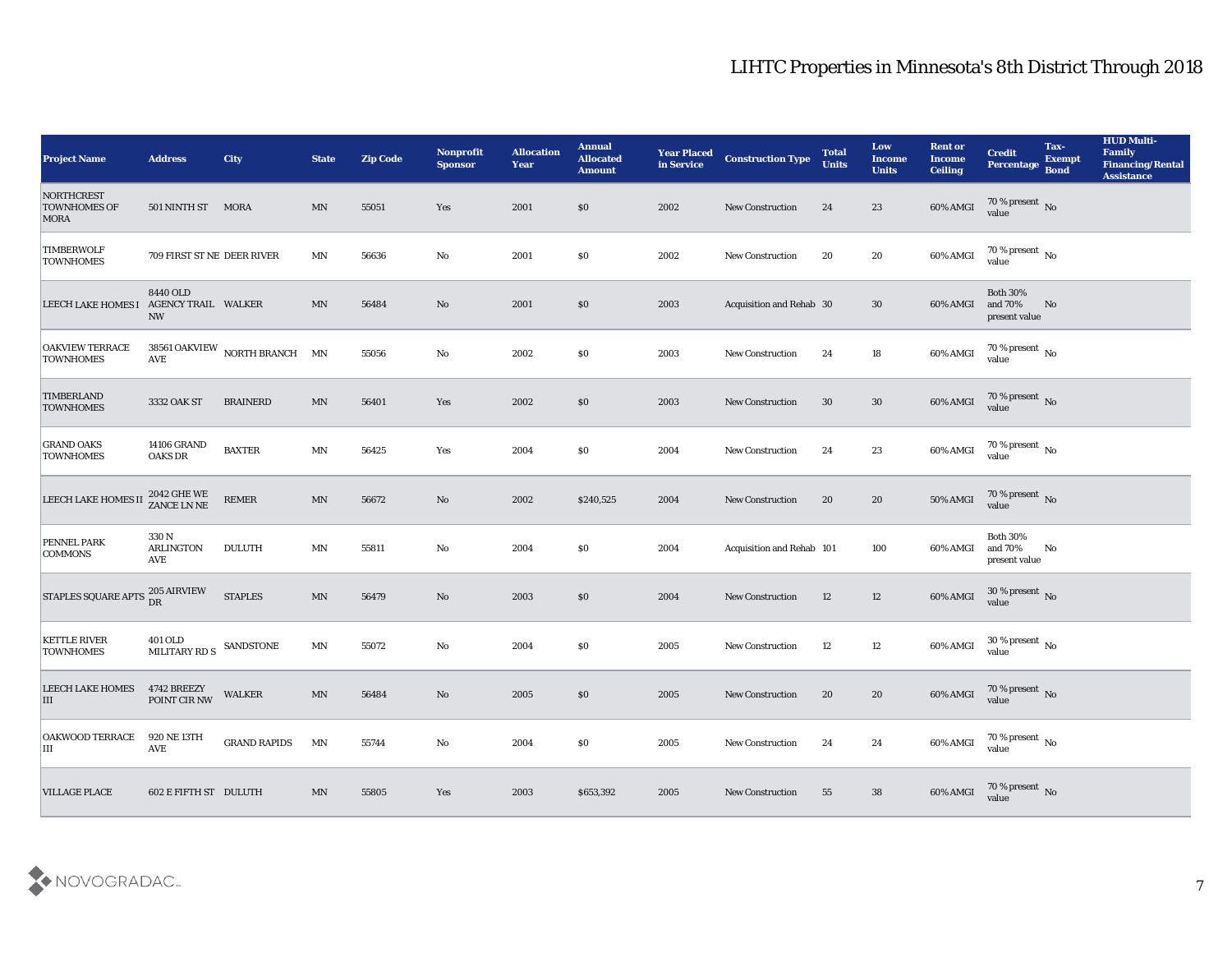# LIHTC Properties in Minnesota's 8th District Through 2018

| Project Name | Address | City | State | Zip Code | Nonprofit Sponsor | Allocation Year | Annual Allocated Amount | Year Placed in Service | Construction Type | Total Units | Low Income Units | Rent or Income Ceiling | Credit Percentage | Tax-Exempt Bond | HUD Multi-Family Financing/Rental Assistance |
|---|---|---|---|---|---|---|---|---|---|---|---|---|---|---|---|
| NORTHCREST TOWNHOMES OF MORA | 501 NINTH ST | MORA | MN | 55051 | Yes | 2001 | $0 | 2002 | New Construction | 24 | 23 | 60% AMGI | 70 % present value | No | |
| TIMBERWOLF TOWNHOMES | 709 FIRST ST NE | DEER RIVER | MN | 56636 | No | 2001 | $0 | 2002 | New Construction | 20 | 20 | 60% AMGI | 70 % present value | No | |
| LEECH LAKE HOMES I | 8440 OLD AGENCY TRAIL NW | WALKER | MN | 56484 | No | 2001 | $0 | 2003 | Acquisition and Rehab | 30 | 30 | 60% AMGI | Both 30% and 70% present value | No | |
| OAKVIEW TERRACE TOWNHOMES | 38561 OAKVIEW AVE | NORTH BRANCH | MN | 55056 | No | 2002 | $0 | 2003 | New Construction | 24 | 18 | 60% AMGI | 70 % present value | No | |
| TIMBERLAND TOWNHOMES | 3332 OAK ST | BRAINERD | MN | 56401 | Yes | 2002 | $0 | 2003 | New Construction | 30 | 30 | 60% AMGI | 70 % present value | No | |
| GRAND OAKS TOWNHOMES | 14106 GRAND OAKS DR | BAXTER | MN | 56425 | Yes | 2004 | $0 | 2004 | New Construction | 24 | 23 | 60% AMGI | 70 % present value | No | |
| LEECH LAKE HOMES II | 2042 GHE WE ZANCE LN NE | REMER | MN | 56672 | No | 2002 | $240,525 | 2004 | New Construction | 20 | 20 | 50% AMGI | 70 % present value | No | |
| PENNEL PARK COMMONS | 330 N ARLINGTON AVE | DULUTH | MN | 55811 | No | 2004 | $0 | 2004 | Acquisition and Rehab | 101 | 100 | 60% AMGI | Both 30% and 70% present value | No | |
| STAPLES SQUARE APTS | 205 AIRVIEW DR | STAPLES | MN | 56479 | No | 2003 | $0 | 2004 | New Construction | 12 | 12 | 60% AMGI | 30 % present value | No | |
| KETTLE RIVER TOWNHOMES | 401 OLD MILITARY RD S | SANDSTONE | MN | 55072 | No | 2004 | $0 | 2005 | New Construction | 12 | 12 | 60% AMGI | 30 % present value | No | |
| LEECH LAKE HOMES III | 4742 BREEZY POINT CIR NW | WALKER | MN | 56484 | No | 2005 | $0 | 2005 | New Construction | 20 | 20 | 60% AMGI | 70 % present value | No | |
| OAKWOOD TERRACE III | 920 NE 13TH AVE | GRAND RAPIDS | MN | 55744 | No | 2004 | $0 | 2005 | New Construction | 24 | 24 | 60% AMGI | 70 % present value | No | |
| VILLAGE PLACE | 602 E FIFTH ST | DULUTH | MN | 55805 | Yes | 2003 | $653,392 | 2005 | New Construction | 55 | 38 | 60% AMGI | 70 % present value | No | |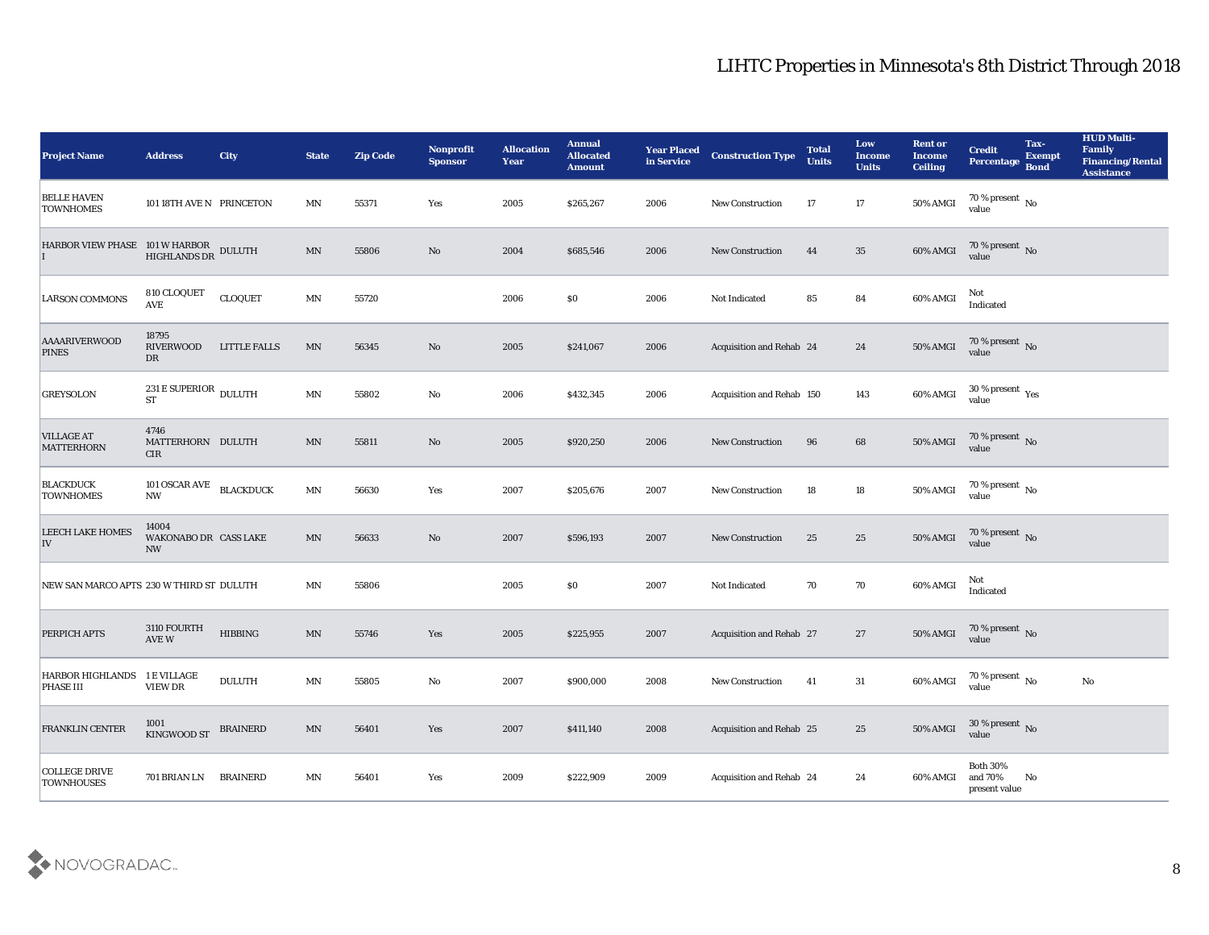# LIHTC Properties in Minnesota's 8th District Through 2018

| Project Name | Address | City | State | Zip Code | Nonprofit Sponsor | Allocation Year | Annual Allocated Amount | Year Placed in Service | Construction Type | Total Units | Low Income Units | Rent or Income Ceiling | Credit Percentage | Tax-Exempt Bond | HUD Multi-Family Financing/Rental Assistance |
|---|---|---|---|---|---|---|---|---|---|---|---|---|---|---|---|
| BELLE HAVEN TOWNHOMES | 101 18TH AVE N | PRINCETON | MN | 55371 | Yes | 2005 | $265,267 | 2006 | New Construction | 17 | 17 | 50% AMGI | 70 % present value | No | |
| HARBOR VIEW PHASE I | 101 W HARBOR HIGHLANDS DR | DULUTH | MN | 55806 | No | 2004 | $685,546 | 2006 | New Construction | 44 | 35 | 60% AMGI | 70 % present value | No | |
| LARSON COMMONS | 810 CLOQUET AVE | CLOQUET | MN | 55720 | | 2006 | $0 | 2006 | Not Indicated | 85 | 84 | 60% AMGI | Not Indicated | | |
| AAAARIVERWOOD PINES | 18795 RIVERWOOD DR | LITTLE FALLS | MN | 56345 | No | 2005 | $241,067 | 2006 | Acquisition and Rehab | 24 | 24 | 50% AMGI | 70 % present value | No | |
| GREYSOLON | 231 E SUPERIOR ST | DULUTH | MN | 55802 | No | 2006 | $432,345 | 2006 | Acquisition and Rehab | 150 | 143 | 60% AMGI | 30 % present value | Yes | |
| VILLAGE AT MATTERHORN | 4746 MATTERHORN CIR | DULUTH | MN | 55811 | No | 2005 | $920,250 | 2006 | New Construction | 96 | 68 | 50% AMGI | 70 % present value | No | |
| BLACKDUCK TOWNHOMES | 101 OSCAR AVE NW | BLACKDUCK | MN | 56630 | Yes | 2007 | $205,676 | 2007 | New Construction | 18 | 18 | 50% AMGI | 70 % present value | No | |
| LEECH LAKE HOMES IV | 14004 WAKONABO DR NW | CASS LAKE | MN | 56633 | No | 2007 | $596,193 | 2007 | New Construction | 25 | 25 | 50% AMGI | 70 % present value | No | |
| NEW SAN MARCO APTS | 230 W THIRD ST | DULUTH | MN | 55806 | | 2005 | $0 | 2007 | Not Indicated | 70 | 70 | 60% AMGI | Not Indicated | | |
| PERPICH APTS | 3110 FOURTH AVE W | HIBBING | MN | 55746 | Yes | 2005 | $225,955 | 2007 | Acquisition and Rehab | 27 | 27 | 50% AMGI | 70 % present value | No | |
| HARBOR HIGHLANDS PHASE III | 1 E VILLAGE VIEW DR | DULUTH | MN | 55805 | No | 2007 | $900,000 | 2008 | New Construction | 41 | 31 | 60% AMGI | 70 % present value | No | No |
| FRANKLIN CENTER | 1001 KINGWOOD ST | BRAINERD | MN | 56401 | Yes | 2007 | $411,140 | 2008 | Acquisition and Rehab | 25 | 25 | 50% AMGI | 30 % present value | No | |
| COLLEGE DRIVE TOWNHOUSES | 701 BRIAN LN | BRAINERD | MN | 56401 | Yes | 2009 | $222,909 | 2009 | Acquisition and Rehab | 24 | 24 | 60% AMGI | Both 30% and 70% present value | No | |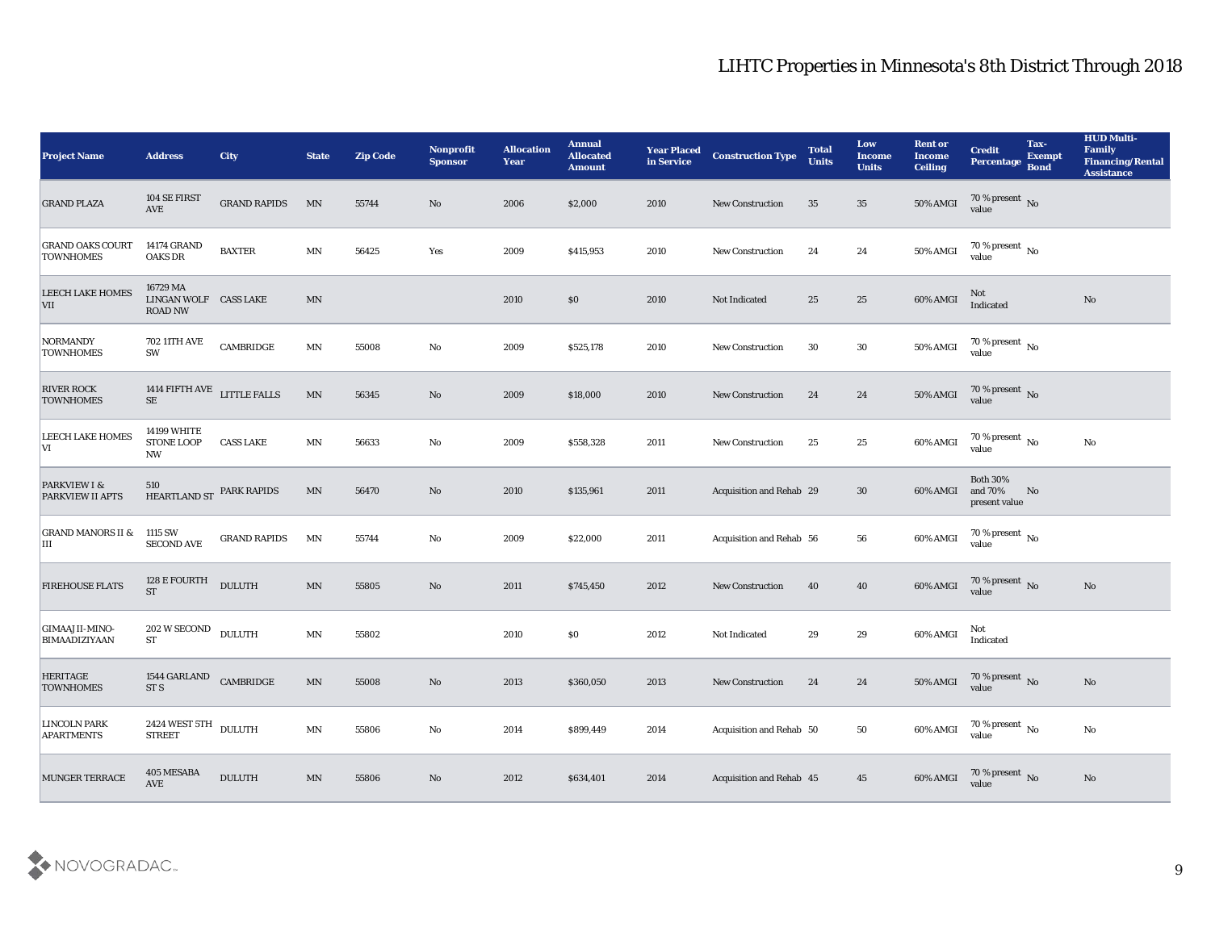# LIHTC Properties in Minnesota's 8th District Through 2018

| Project Name | Address | City | State | Zip Code | Nonprofit Sponsor | Allocation Year | Annual Allocated Amount | Year Placed in Service | Construction Type | Total Units | Low Income Units | Rent or Income Ceiling | Credit Percentage | Tax-Exempt Bond | HUD Multi-Family Financing/Rental Assistance |
|---|---|---|---|---|---|---|---|---|---|---|---|---|---|---|---|
| GRAND PLAZA | 104 SE FIRST AVE | GRAND RAPIDS | MN | 55744 | No | 2006 | $2,000 | 2010 | New Construction | 35 | 35 | 50% AMGI | 70 % present value | No | |
| GRAND OAKS COURT TOWNHOMES | 14174 GRAND OAKS DR | BAXTER | MN | 56425 | Yes | 2009 | $415,953 | 2010 | New Construction | 24 | 24 | 50% AMGI | 70 % present value | No | |
| LEECH LAKE HOMES VII | 16729 MA LINGAN WOLF ROAD NW | CASS LAKE | MN | | | 2010 | $0 | 2010 | Not Indicated | 25 | 25 | 60% AMGI | Not Indicated | | No |
| NORMANDY TOWNHOMES | 702 11TH AVE SW | CAMBRIDGE | MN | 55008 | No | 2009 | $525,178 | 2010 | New Construction | 30 | 30 | 50% AMGI | 70 % present value | No | |
| RIVER ROCK TOWNHOMES | 1414 FIFTH AVE SE | LITTLE FALLS | MN | 56345 | No | 2009 | $18,000 | 2010 | New Construction | 24 | 24 | 50% AMGI | 70 % present value | No | |
| LEECH LAKE HOMES VI | 14199 WHITE STONE LOOP NW | CASS LAKE | MN | 56633 | No | 2009 | $558,328 | 2011 | New Construction | 25 | 25 | 60% AMGI | 70 % present value | No | No |
| PARKVIEW I & PARKVIEW II APTS | 510 HEARTLAND ST | PARK RAPIDS | MN | 56470 | No | 2010 | $135,961 | 2011 | Acquisition and Rehab | 29 | 30 | 60% AMGI | Both 30% and 70% present value | No | |
| GRAND MANORS II & III | 1115 SW SECOND AVE | GRAND RAPIDS | MN | 55744 | No | 2009 | $22,000 | 2011 | Acquisition and Rehab | 56 | 56 | 60% AMGI | 70 % present value | No | |
| FIREHOUSE FLATS | 128 E FOURTH ST | DULUTH | MN | 55805 | No | 2011 | $745,450 | 2012 | New Construction | 40 | 40 | 60% AMGI | 70 % present value | No | No |
| GIMAAJII-MINO-BIMAADIZIYAAN | 202 W SECOND ST | DULUTH | MN | 55802 | | 2010 | $0 | 2012 | Not Indicated | 29 | 29 | 60% AMGI | Not Indicated | | |
| HERITAGE TOWNHOMES | 1544 GARLAND ST S | CAMBRIDGE | MN | 55008 | No | 2013 | $360,050 | 2013 | New Construction | 24 | 24 | 50% AMGI | 70 % present value | No | No |
| LINCOLN PARK APARTMENTS | 2424 WEST 5TH STREET | DULUTH | MN | 55806 | No | 2014 | $899,449 | 2014 | Acquisition and Rehab | 50 | 50 | 60% AMGI | 70 % present value | No | No |
| MUNGER TERRACE | 405 MESABA AVE | DULUTH | MN | 55806 | No | 2012 | $634,401 | 2014 | Acquisition and Rehab | 45 | 45 | 60% AMGI | 70 % present value | No | No |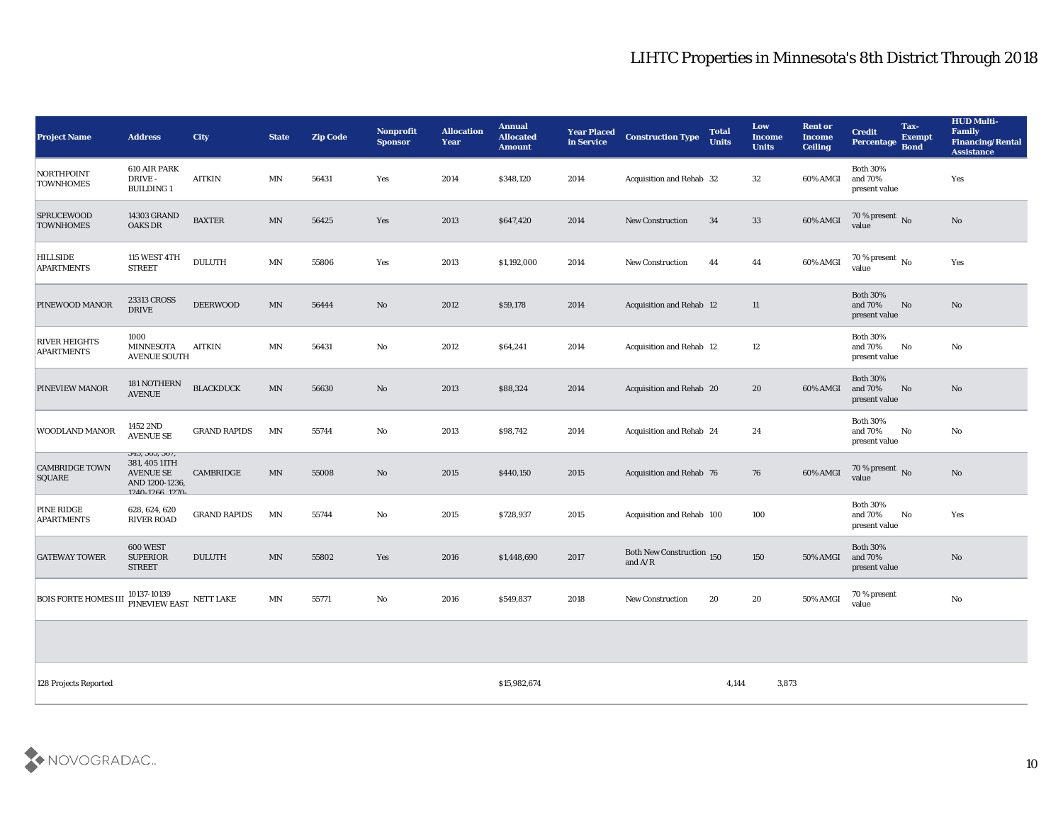# LIHTC Properties in Minnesota's 8th District Through 2018

| Project Name | Address | City | State | Zip Code | Nonprofit Sponsor | Allocation Year | Annual Allocated Amount | Year Placed in Service | Construction Type | Total Units | Low Income Units | Rent or Income Ceiling | Credit Percentage | Tax-Exempt Bond | HUD Multi-Family Financing/Rental Assistance |
|---|---|---|---|---|---|---|---|---|---|---|---|---|---|---|---|
| NORTHPOINT TOWNHOMES | 610 AIR PARK DRIVE - BUILDING 1 | AITKIN | MN | 56431 | Yes | 2014 | $348,120 | 2014 | Acquisition and Rehab | 32 | 32 | 60% AMGI | Both 30% and 70% present value | | Yes |
| SPRUCEWOOD TOWNHOMES | 14303 GRAND OAKS DR | BAXTER | MN | 56425 | Yes | 2013 | $647,420 | 2014 | New Construction | 34 | 33 | 60% AMGI | 70 % present value | No | No |
| HILLSIDE APARTMENTS | 115 WEST 4TH STREET | DULUTH | MN | 55806 | Yes | 2013 | $1,192,000 | 2014 | New Construction | 44 | 44 | 60% AMGI | 70 % present value | No | Yes |
| PINEWOOD MANOR | 23313 CROSS DRIVE | DEERWOOD | MN | 56444 | No | 2012 | $59,178 | 2014 | Acquisition and Rehab | 12 | 11 | | Both 30% and 70% present value | No | No |
| RIVER HEIGHTS APARTMENTS | 1000 MINNESOTA AVENUE SOUTH | AITKIN | MN | 56431 | No | 2012 | $64,241 | 2014 | Acquisition and Rehab | 12 | 12 | | Both 30% and 70% present value | No | No |
| PINEVIEW MANOR | 181 NOTHERN AVENUE | BLACKDUCK | MN | 56630 | No | 2013 | $88,324 | 2014 | Acquisition and Rehab | 20 | 20 | 60% AMGI | Both 30% and 70% present value | No | No |
| WOODLAND MANOR | 1452 2ND AVENUE SE | GRAND RAPIDS | MN | 55744 | No | 2013 | $98,742 | 2014 | Acquisition and Rehab | 24 | 24 | | Both 30% and 70% present value | No | No |
| CAMBRIDGE TOWN SQUARE | 345, 365, 367, 381, 405 11TH AVENUE SE AND 1200-1236, 1240-1266, 1270- | CAMBRIDGE | MN | 55008 | No | 2015 | $440,150 | 2015 | Acquisition and Rehab | 76 | 76 | 60% AMGI | 70 % present value | No | No |
| PINE RIDGE APARTMENTS | 628, 624, 620 RIVER ROAD | GRAND RAPIDS | MN | 55744 | No | 2015 | $728,937 | 2015 | Acquisition and Rehab | 100 | 100 | | Both 30% and 70% present value | No | Yes |
| GATEWAY TOWER | 600 WEST SUPERIOR STREET | DULUTH | MN | 55802 | Yes | 2016 | $1,448,690 | 2017 | Both New Construction and A/R | 150 | 150 | 50% AMGI | Both 30% and 70% present value | | No |
| BOIS FORTE HOMES III | 10137-10139 PINEVIEW EAST | NETT LAKE | MN | 55771 | No | 2016 | $549,837 | 2018 | New Construction | 20 | 20 | 50% AMGI | 70 % present value | | No |
| | | | | | | | | | | | | | | | |
| 128 Projects Reported | | | | | | | $15,982,674 | | | 4,144 | 3,873 | | | | |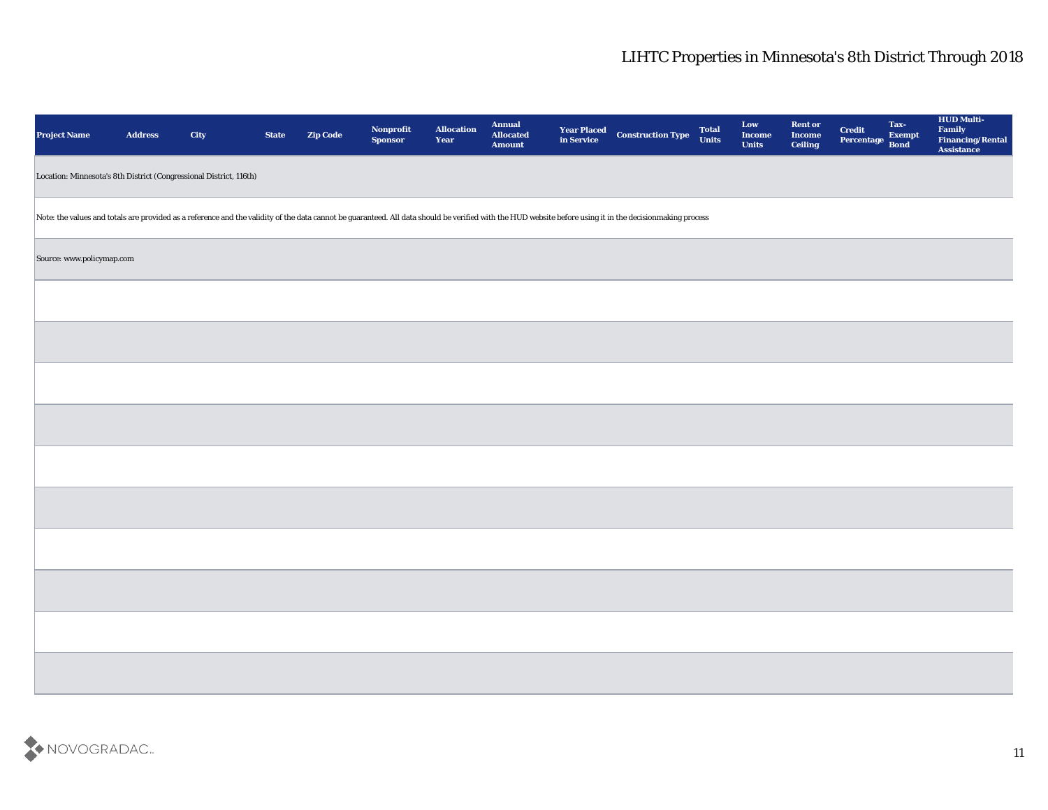# LIHTC Properties in Minnesota's 8th District Through 2018

| Project Name | Address | City | State | Zip Code | Nonprofit Sponsor | Allocation Year | Annual Allocated Amount | Year Placed in Service | Construction Type | Total Units | Low Income Units | Rent or Income Ceiling | Credit Percentage | Tax-Exempt Bond | HUD Multi-Family Financing/Rental Assistance |
|---|---|---|---|---|---|---|---|---|---|---|---|---|---|---|---|
| Location: Minnesota's 8th District (Congressional District, 116th) | | | | | | | | | | | | | | | |
| Note: the values and totals are provided as a reference and the validity of the data cannot be guaranteed. All data should be verified with the HUD website before using it in the decisionmaking process | | | | | | | | | | | | | | | |
| Source: www.policymap.com | | | | | | | | | | | | | | | |